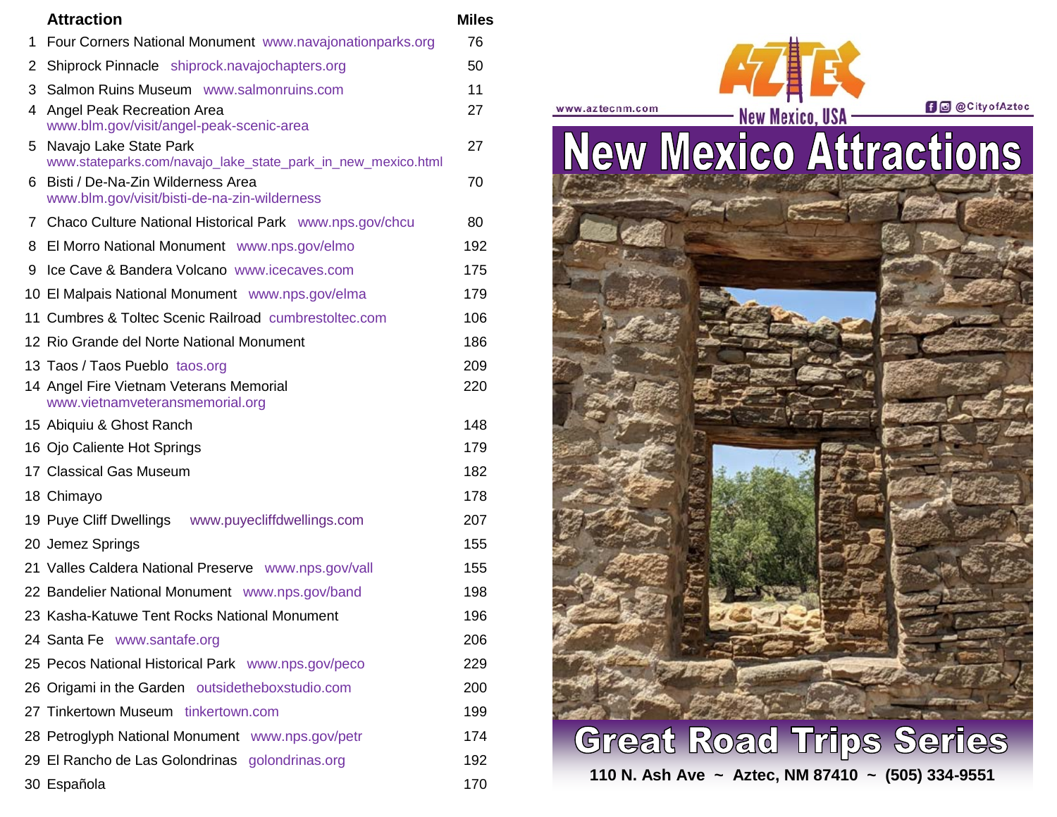| # | Attraction | Miles |
|---|---|---|
| 1 | Four Corners National Monument www.navajonationparks.org | 76 |
| 2 | Shiprock Pinnacle shiprock.navajochapters.org | 50 |
| 3 | Salmon Ruins Museum www.salmonruins.com | 11 |
| 4 | Angel Peak Recreation Area www.blm.gov/visit/angel-peak-scenic-area | 27 |
| 5 | Navajo Lake State Park www.stateparks.com/navajo_lake_state_park_in_new_mexico.html | 27 |
| 6 | Bisti / De-Na-Zin Wilderness Area www.blm.gov/visit/bisti-de-na-zin-wilderness | 70 |
| 7 | Chaco Culture National Historical Park www.nps.gov/chcu | 80 |
| 8 | El Morro National Monument www.nps.gov/elmo | 192 |
| 9 | Ice Cave & Bandera Volcano www.icecaves.com | 175 |
| 10 | El Malpais National Monument www.nps.gov/elma | 179 |
| 11 | Cumbres & Toltec Scenic Railroad cumbrestoltec.com | 106 |
| 12 | Rio Grande del Norte National Monument | 186 |
| 13 | Taos / Taos Pueblo taos.org | 209 |
| 14 | Angel Fire Vietnam Veterans Memorial www.vietnamveteransmemorial.org | 220 |
| 15 | Abiquiu & Ghost Ranch | 148 |
| 16 | Ojo Caliente Hot Springs | 179 |
| 17 | Classical Gas Museum | 182 |
| 18 | Chimayo | 178 |
| 19 | Puye Cliff Dwellings www.puyecliffdwellings.com | 207 |
| 20 | Jemez Springs | 155 |
| 21 | Valles Caldera National Preserve www.nps.gov/vall | 155 |
| 22 | Bandelier National Monument www.nps.gov/band | 198 |
| 23 | Kasha-Katuwe Tent Rocks National Monument | 196 |
| 24 | Santa Fe www.santafe.org | 206 |
| 25 | Pecos National Historical Park www.nps.gov/peco | 229 |
| 26 | Origami in the Garden outsidetheboxstudio.com | 200 |
| 27 | Tinkertown Museum tinkertown.com | 199 |
| 28 | Petroglyph National Monument www.nps.gov/petr | 174 |
| 29 | El Rancho de Las Golondrinas golondrinas.org | 192 |
| 30 | Española | 170 |

AZTEC

www.aztecnm.com — New Mexico, USA — @CityofAztec

# New Mexico Attractions

## Great Road Trips Series

**110 N. Ash Ave ~ Aztec, NM 87410 ~ (505) 334-9551**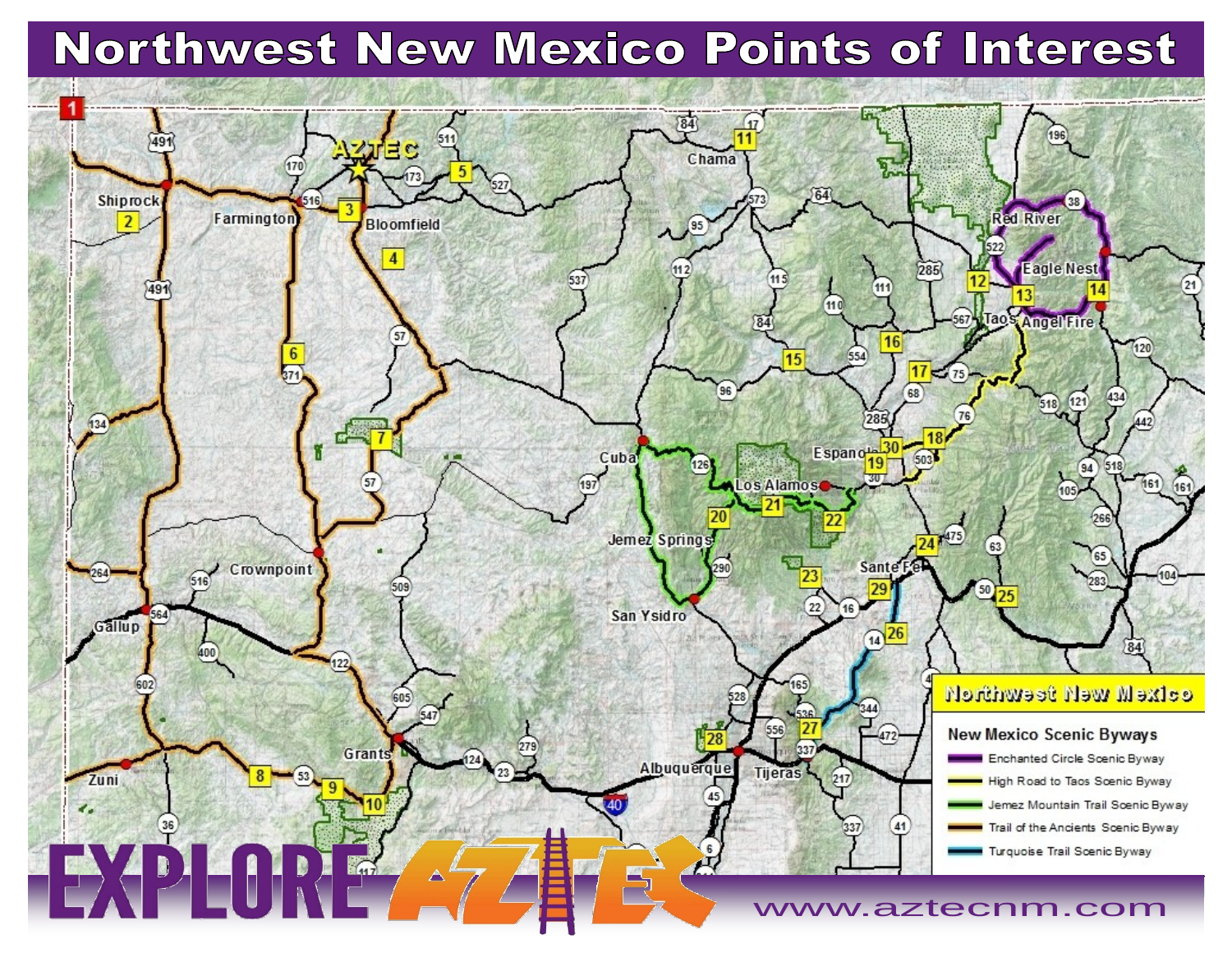# Northwest New Mexico Points of Interest

## Northwest New Mexico

### New Mexico Scenic Byways

- Enchanted Circle Scenic Byway
- High Road to Taos Scenic Byway
- Jemez Mountain Trail Scenic Byway
- Trail of the Ancients Scenic Byway
- Turquoise Trail Scenic Byway

EXPLORE AZTEC

www.aztecnm.com